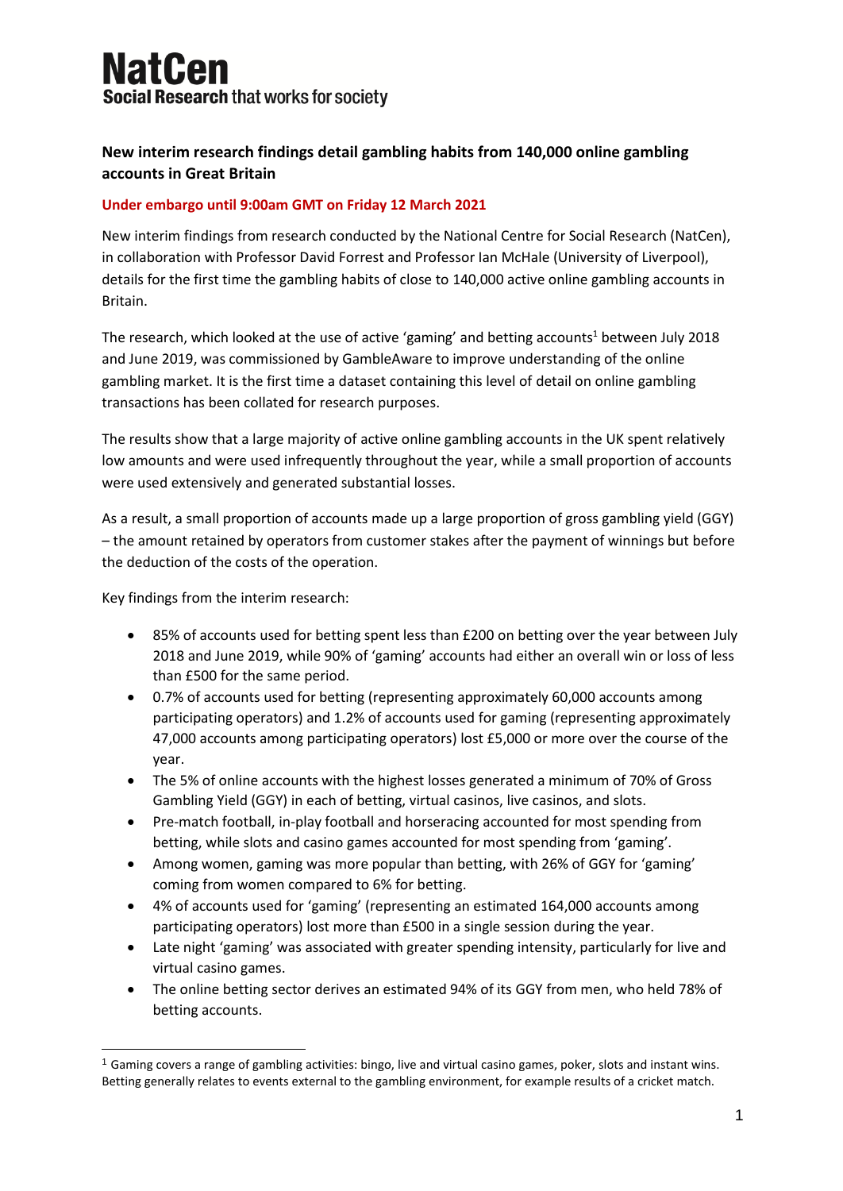# NatCen

**Social Research** that works for society

**New interim research findings detail gambling habits from 140,000 online gambling accounts in Great Britain**

**Under embargo until 9:00am GMT on Friday 12 March 2021**

New interim findings from research conducted by the National Centre for Social Research (NatCen), in collaboration with Professor David Forrest and Professor Ian McHale (University of Liverpool), details for the first time the gambling habits of close to 140,000 active online gambling accounts in Britain.

The research, which looked at the use of active 'gaming' and betting accounts[1] between July 2018 and June 2019, was commissioned by GambleAware to improve understanding of the online gambling market. It is the first time a dataset containing this level of detail on online gambling transactions has been collated for research purposes.

The results show that a large majority of active online gambling accounts in the UK spent relatively low amounts and were used infrequently throughout the year, while a small proportion of accounts were used extensively and generated substantial losses.

As a result, a small proportion of accounts made up a large proportion of gross gambling yield (GGY) – the amount retained by operators from customer stakes after the payment of winnings but before the deduction of the costs of the operation.

Key findings from the interim research:

- 85% of accounts used for betting spent less than £200 on betting over the year between July 2018 and June 2019, while 90% of 'gaming' accounts had either an overall win or loss of less than £500 for the same period.
- 0.7% of accounts used for betting (representing approximately 60,000 accounts among participating operators) and 1.2% of accounts used for gaming (representing approximately 47,000 accounts among participating operators) lost £5,000 or more over the course of the year.
- The 5% of online accounts with the highest losses generated a minimum of 70% of Gross Gambling Yield (GGY) in each of betting, virtual casinos, live casinos, and slots.
- Pre-match football, in-play football and horseracing accounted for most spending from betting, while slots and casino games accounted for most spending from 'gaming'.
- Among women, gaming was more popular than betting, with 26% of GGY for 'gaming' coming from women compared to 6% for betting.
- 4% of accounts used for 'gaming' (representing an estimated 164,000 accounts among participating operators) lost more than £500 in a single session during the year.
- Late night 'gaming' was associated with greater spending intensity, particularly for live and virtual casino games.
- The online betting sector derives an estimated 94% of its GGY from men, who held 78% of betting accounts.

[1] Gaming covers a range of gambling activities: bingo, live and virtual casino games, poker, slots and instant wins. Betting generally relates to events external to the gambling environment, for example results of a cricket match.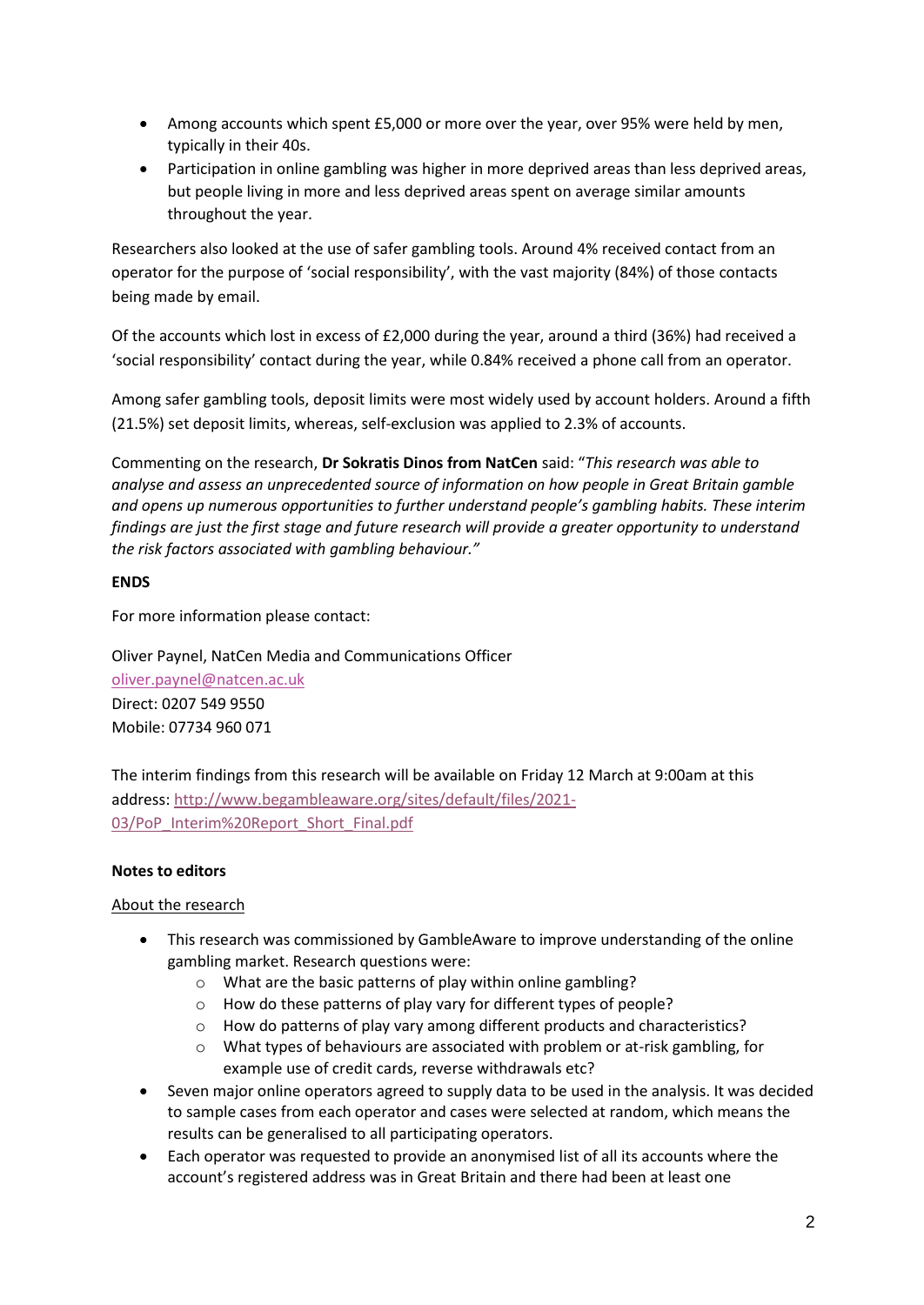- Among accounts which spent £5,000 or more over the year, over 95% were held by men, typically in their 40s.
- Participation in online gambling was higher in more deprived areas than less deprived areas, but people living in more and less deprived areas spent on average similar amounts throughout the year.

Researchers also looked at the use of safer gambling tools. Around 4% received contact from an operator for the purpose of 'social responsibility', with the vast majority (84%) of those contacts being made by email.

Of the accounts which lost in excess of £2,000 during the year, around a third (36%) had received a 'social responsibility' contact during the year, while 0.84% received a phone call from an operator.

Among safer gambling tools, deposit limits were most widely used by account holders. Around a fifth (21.5%) set deposit limits, whereas, self-exclusion was applied to 2.3% of accounts.

Commenting on the research, **Dr Sokratis Dinos from NatCen** said: "*This research was able to analyse and assess an unprecedented source of information on how people in Great Britain gamble and opens up numerous opportunities to further understand people's gambling habits. These interim findings are just the first stage and future research will provide a greater opportunity to understand the risk factors associated with gambling behaviour.*"

**ENDS**

For more information please contact:

Oliver Paynel, NatCen Media and Communications Officer
oliver.paynel@natcen.ac.uk
Direct: 0207 549 9550
Mobile: 07734 960 071

The interim findings from this research will be available on Friday 12 March at 9:00am at this address: http://www.begambleaware.org/sites/default/files/2021-03/PoP_Interim%20Report_Short_Final.pdf

**Notes to editors**

About the research

- This research was commissioned by GambleAware to improve understanding of the online gambling market. Research questions were:
    - What are the basic patterns of play within online gambling?
    - How do these patterns of play vary for different types of people?
    - How do patterns of play vary among different products and characteristics?
    - What types of behaviours are associated with problem or at-risk gambling, for example use of credit cards, reverse withdrawals etc?
- Seven major online operators agreed to supply data to be used in the analysis. It was decided to sample cases from each operator and cases were selected at random, which means the results can be generalised to all participating operators.
- Each operator was requested to provide an anonymised list of all its accounts where the account's registered address was in Great Britain and there had been at least one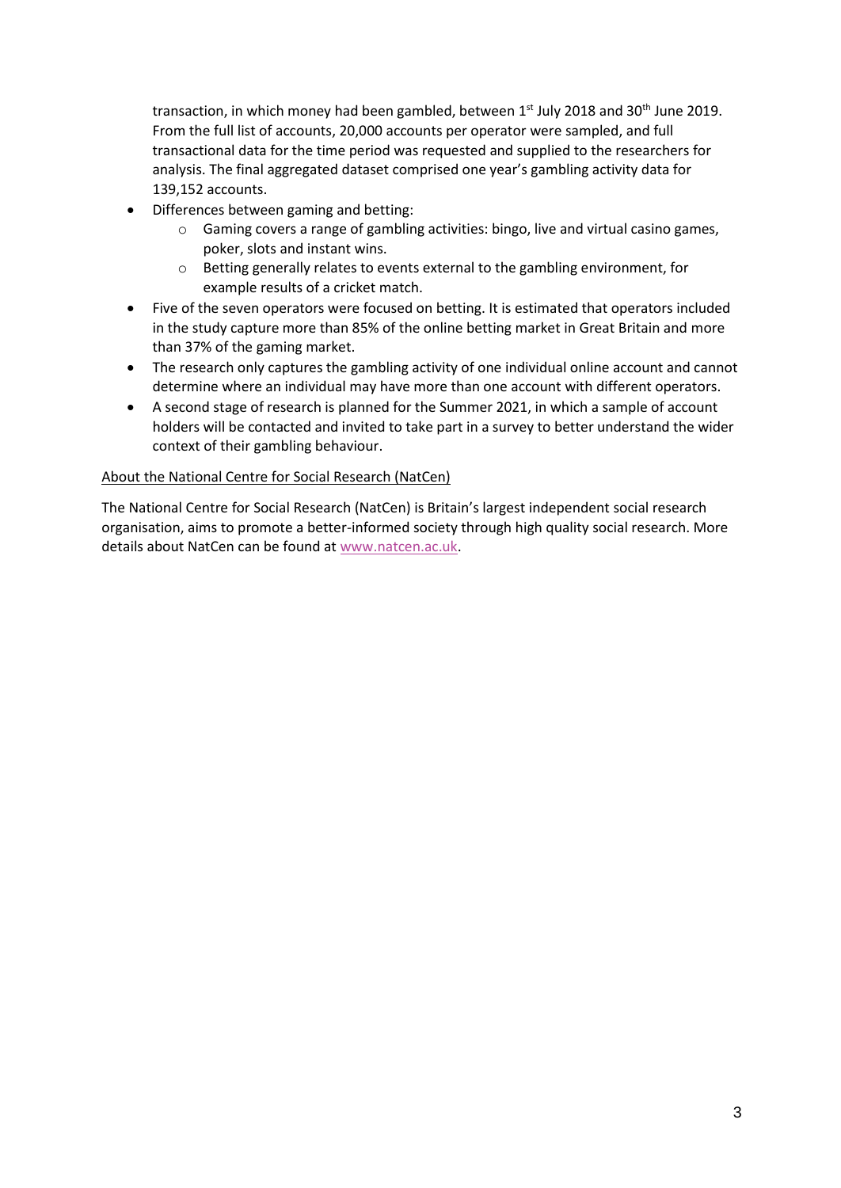transaction, in which money had been gambled, between 1st July 2018 and 30th June 2019. From the full list of accounts, 20,000 accounts per operator were sampled, and full transactional data for the time period was requested and supplied to the researchers for analysis. The final aggregated dataset comprised one year's gambling activity data for 139,152 accounts.

- Differences between gaming and betting:
  - Gaming covers a range of gambling activities: bingo, live and virtual casino games, poker, slots and instant wins.
  - Betting generally relates to events external to the gambling environment, for example results of a cricket match.
- Five of the seven operators were focused on betting. It is estimated that operators included in the study capture more than 85% of the online betting market in Great Britain and more than 37% of the gaming market.
- The research only captures the gambling activity of one individual online account and cannot determine where an individual may have more than one account with different operators.
- A second stage of research is planned for the Summer 2021, in which a sample of account holders will be contacted and invited to take part in a survey to better understand the wider context of their gambling behaviour.

About the National Centre for Social Research (NatCen)

The National Centre for Social Research (NatCen) is Britain's largest independent social research organisation, aims to promote a better-informed society through high quality social research. More details about NatCen can be found at [www.natcen.ac.uk](http://www.natcen.ac.uk).